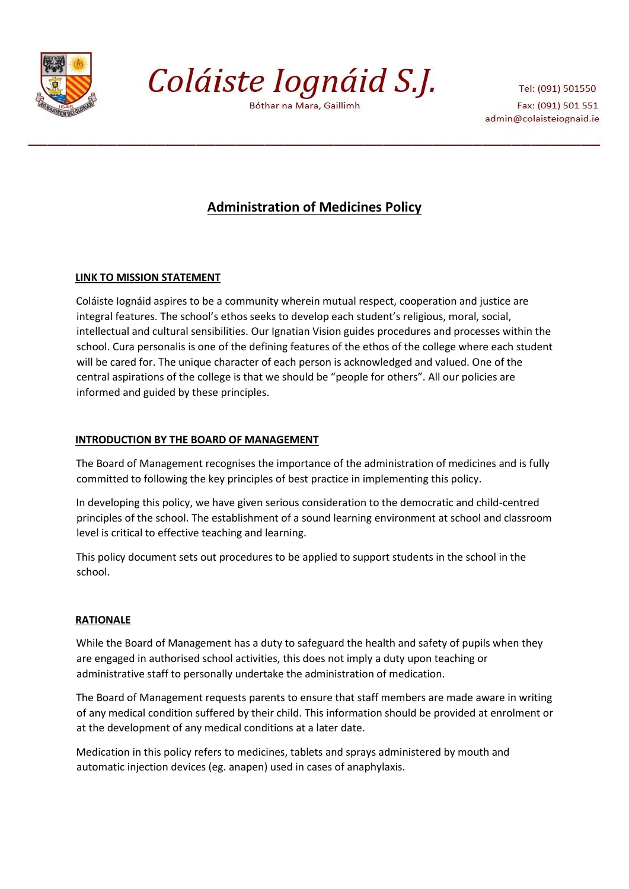# Coláiste Iognáid S.J.

Bóthar na Mara, Gaillimh

Tel: (091) 501550
Fax: (091) 501 551
admin@colaisteiognaid.ie

## Administration of Medicines Policy

### LINK TO MISSION STATEMENT

Coláiste Iognáid aspires to be a community wherein mutual respect, cooperation and justice are integral features. The school's ethos seeks to develop each student's religious, moral, social, intellectual and cultural sensibilities. Our Ignatian Vision guides procedures and processes within the school. Cura personalis is one of the defining features of the ethos of the college where each student will be cared for. The unique character of each person is acknowledged and valued. One of the central aspirations of the college is that we should be "people for others". All our policies are informed and guided by these principles.

### INTRODUCTION BY THE BOARD OF MANAGEMENT

The Board of Management recognises the importance of the administration of medicines and is fully committed to following the key principles of best practice in implementing this policy.

In developing this policy, we have given serious consideration to the democratic and child-centred principles of the school. The establishment of a sound learning environment at school and classroom level is critical to effective teaching and learning.

This policy document sets out procedures to be applied to support students in the school in the school.

### RATIONALE

While the Board of Management has a duty to safeguard the health and safety of pupils when they are engaged in authorised school activities, this does not imply a duty upon teaching or administrative staff to personally undertake the administration of medication.

The Board of Management requests parents to ensure that staff members are made aware in writing of any medical condition suffered by their child. This information should be provided at enrolment or at the development of any medical conditions at a later date.

Medication in this policy refers to medicines, tablets and sprays administered by mouth and automatic injection devices (eg. anapen) used in cases of anaphylaxis.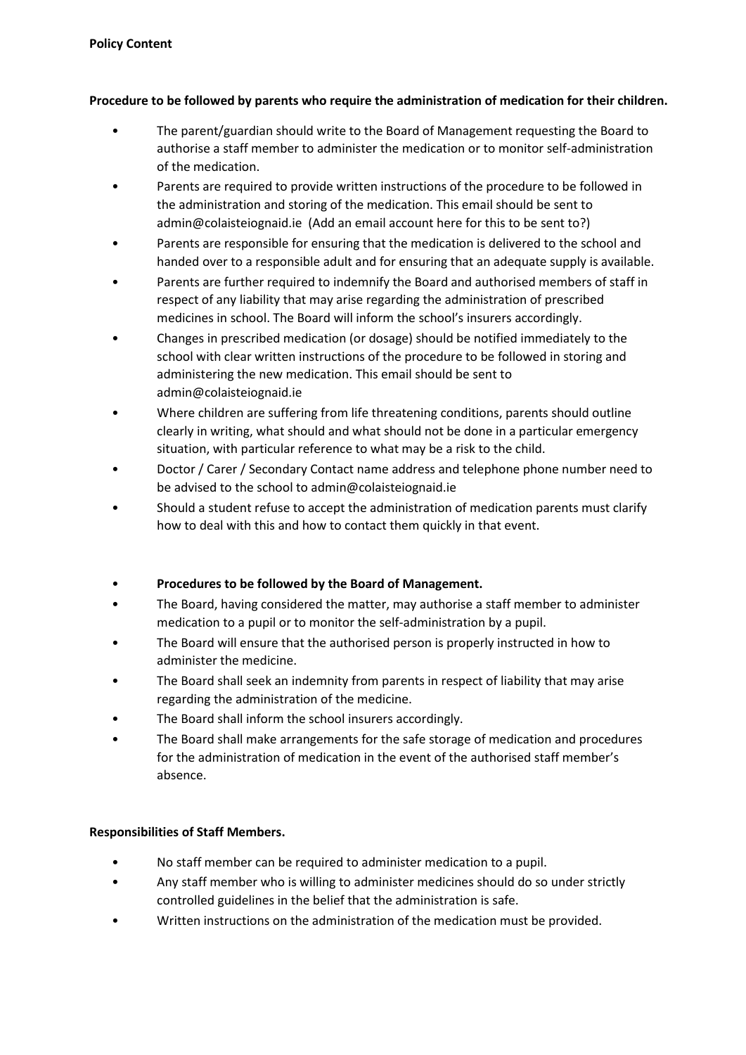**Policy Content**

**Procedure to be followed by parents who require the administration of medication for their children.**

- The parent/guardian should write to the Board of Management requesting the Board to authorise a staff member to administer the medication or to monitor self-administration of the medication.
- Parents are required to provide written instructions of the procedure to be followed in the administration and storing of the medication. This email should be sent to admin@colaisteiognaid.ie (Add an email account here for this to be sent to?)
- Parents are responsible for ensuring that the medication is delivered to the school and handed over to a responsible adult and for ensuring that an adequate supply is available.
- Parents are further required to indemnify the Board and authorised members of staff in respect of any liability that may arise regarding the administration of prescribed medicines in school. The Board will inform the school's insurers accordingly.
- Changes in prescribed medication (or dosage) should be notified immediately to the school with clear written instructions of the procedure to be followed in storing and administering the new medication. This email should be sent to admin@colaisteiognaid.ie
- Where children are suffering from life threatening conditions, parents should outline clearly in writing, what should and what should not be done in a particular emergency situation, with particular reference to what may be a risk to the child.
- Doctor / Carer / Secondary Contact name address and telephone phone number need to be advised to the school to admin@colaisteiognaid.ie
- Should a student refuse to accept the administration of medication parents must clarify how to deal with this and how to contact them quickly in that event.

- **Procedures to be followed by the Board of Management.**
- The Board, having considered the matter, may authorise a staff member to administer medication to a pupil or to monitor the self-administration by a pupil.
- The Board will ensure that the authorised person is properly instructed in how to administer the medicine.
- The Board shall seek an indemnity from parents in respect of liability that may arise regarding the administration of the medicine.
- The Board shall inform the school insurers accordingly.
- The Board shall make arrangements for the safe storage of medication and procedures for the administration of medication in the event of the authorised staff member's absence.

**Responsibilities of Staff Members.**

- No staff member can be required to administer medication to a pupil.
- Any staff member who is willing to administer medicines should do so under strictly controlled guidelines in the belief that the administration is safe.
- Written instructions on the administration of the medication must be provided.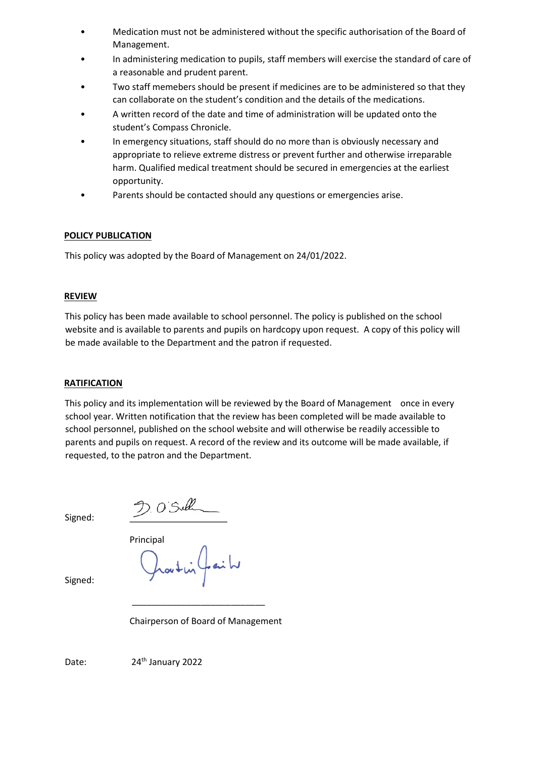- Medication must not be administered without the specific authorisation of the Board of Management.
- In administering medication to pupils, staff members will exercise the standard of care of a reasonable and prudent parent.
- Two staff memebers should be present if medicines are to be administered so that they can collaborate on the student's condition and the details of the medications.
- A written record of the date and time of administration will be updated onto the student's Compass Chronicle.
- In emergency situations, staff should do no more than is obviously necessary and appropriate to relieve extreme distress or prevent further and otherwise irreparable harm. Qualified medical treatment should be secured in emergencies at the earliest opportunity.
- Parents should be contacted should any questions or emergencies arise.

**POLICY PUBLICATION**

This policy was adopted by the Board of Management on 24/01/2022.

**REVIEW**

This policy has been made available to school personnel. The policy is published on the school website and is available to parents and pupils on hardcopy upon request. A copy of this policy will be made available to the Department and the patron if requested.

**RATIFICATION**

This policy and its implementation will be reviewed by the Board of Management once in every school year. Written notification that the review has been completed will be made available to school personnel, published on the school website and will otherwise be readily accessible to parents and pupils on request. A record of the review and its outcome will be made available, if requested, to the patron and the Department.

Signed: D. O'Sull
________________
Principal

Signed: 
___________________________
Chairperson of Board of Management

Date: 24th January 2022